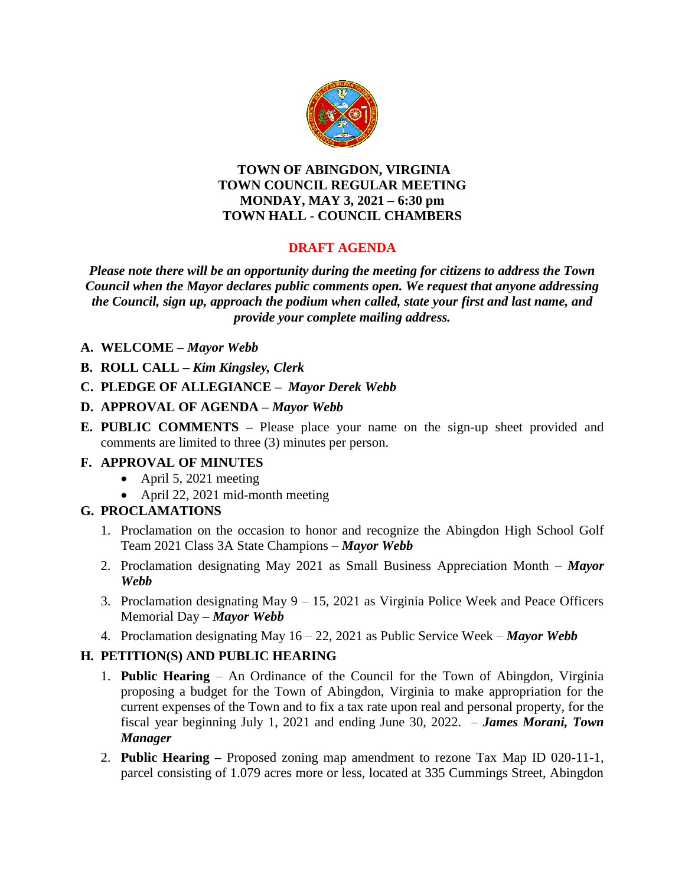**TOWN OF ABINGDON, VIRGINIA**
**TOWN COUNCIL REGULAR MEETING**
**MONDAY, MAY 3, 2021 – 6:30 pm**
**TOWN HALL - COUNCIL CHAMBERS**

**DRAFT AGENDA**

***Please note there will be an opportunity during the meeting for citizens to address the Town Council when the Mayor declares public comments open. We request that anyone addressing the Council, sign up, approach the podium when called, state your first and last name, and provide your complete mailing address.***

**A. WELCOME –** ***Mayor Webb***

**B. ROLL CALL –** ***Kim Kingsley, Clerk***

**C. PLEDGE OF ALLEGIANCE –** ***Mayor Derek Webb***

**D. APPROVAL OF AGENDA –** ***Mayor Webb***

**E. PUBLIC COMMENTS –** Please place your name on the sign-up sheet provided and comments are limited to three (3) minutes per person.

**F. APPROVAL OF MINUTES**

- April 5, 2021 meeting
- April 22, 2021 mid-month meeting

**G. PROCLAMATIONS**

1. Proclamation on the occasion to honor and recognize the Abingdon High School Golf Team 2021 Class 3A State Champions – ***Mayor Webb***
2. Proclamation designating May 2021 as Small Business Appreciation Month – ***Mayor Webb***
3. Proclamation designating May 9 – 15, 2021 as Virginia Police Week and Peace Officers Memorial Day – ***Mayor Webb***
4. Proclamation designating May 16 – 22, 2021 as Public Service Week – ***Mayor Webb***

**H. PETITION(S) AND PUBLIC HEARING**

1. **Public Hearing** – An Ordinance of the Council for the Town of Abingdon, Virginia proposing a budget for the Town of Abingdon, Virginia to make appropriation for the current expenses of the Town and to fix a tax rate upon real and personal property, for the fiscal year beginning July 1, 2021 and ending June 30, 2022. – ***James Morani, Town Manager***
2. **Public Hearing –** Proposed zoning map amendment to rezone Tax Map ID 020-11-1, parcel consisting of 1.079 acres more or less, located at 335 Cummings Street, Abingdon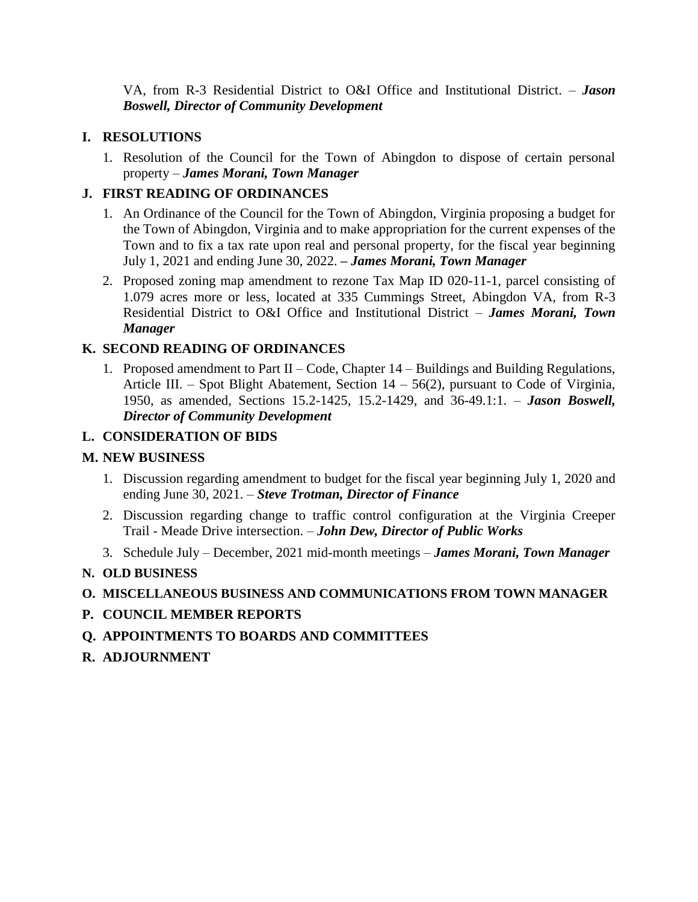VA, from R-3 Residential District to O&I Office and Institutional District. – ***Jason Boswell, Director of Community Development***

## I. RESOLUTIONS

1. Resolution of the Council for the Town of Abingdon to dispose of certain personal property – ***James Morani, Town Manager***

## J. FIRST READING OF ORDINANCES

1. An Ordinance of the Council for the Town of Abingdon, Virginia proposing a budget for the Town of Abingdon, Virginia and to make appropriation for the current expenses of the Town and to fix a tax rate upon real and personal property, for the fiscal year beginning July 1, 2021 and ending June 30, 2022. **–** ***James Morani, Town Manager***
2. Proposed zoning map amendment to rezone Tax Map ID 020-11-1, parcel consisting of 1.079 acres more or less, located at 335 Cummings Street, Abingdon VA, from R-3 Residential District to O&I Office and Institutional District – ***James Morani, Town Manager***

## K. SECOND READING OF ORDINANCES

1. Proposed amendment to Part II – Code, Chapter 14 – Buildings and Building Regulations, Article III. – Spot Blight Abatement, Section 14 – 56(2), pursuant to Code of Virginia, 1950, as amended, Sections 15.2-1425, 15.2-1429, and 36-49.1:1. – ***Jason Boswell, Director of Community Development***

## L. CONSIDERATION OF BIDS

## M. NEW BUSINESS

1. Discussion regarding amendment to budget for the fiscal year beginning July 1, 2020 and ending June 30, 2021. – ***Steve Trotman, Director of Finance***
2. Discussion regarding change to traffic control configuration at the Virginia Creeper Trail - Meade Drive intersection. – ***John Dew, Director of Public Works***
3. Schedule July – December, 2021 mid-month meetings – ***James Morani, Town Manager***

## N. OLD BUSINESS

## O. MISCELLANEOUS BUSINESS AND COMMUNICATIONS FROM TOWN MANAGER

## P. COUNCIL MEMBER REPORTS

## Q. APPOINTMENTS TO BOARDS AND COMMITTEES

## R. ADJOURNMENT